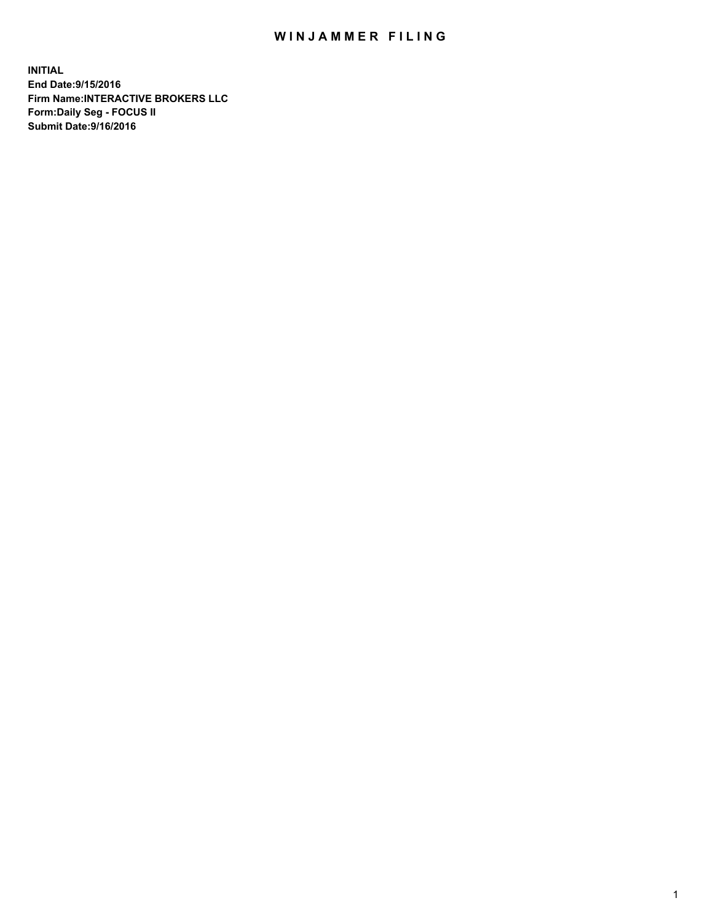# WINJAMMER FILING

**INITIAL**
**End Date:9/15/2016**
**Firm Name:INTERACTIVE BROKERS LLC**
**Form:Daily Seg - FOCUS II**
**Submit Date:9/16/2016**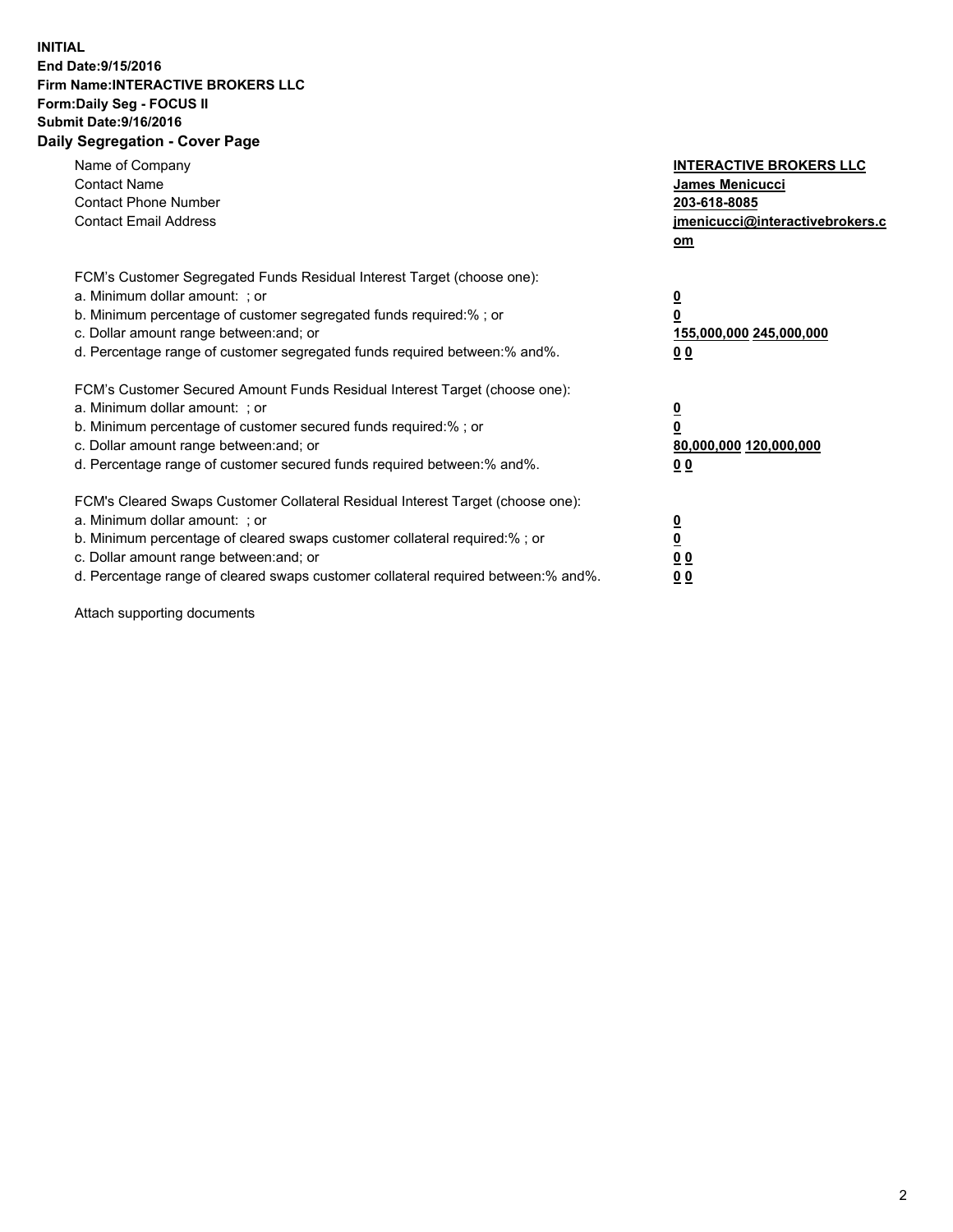**INITIAL**
**End Date:9/15/2016**
**Firm Name:INTERACTIVE BROKERS LLC**
**Form:Daily Seg - FOCUS II**
**Submit Date:9/16/2016**
**Daily Segregation - Cover Page**

| | |
|---|---|
| Name of Company | **INTERACTIVE BROKERS LLC** |
| Contact Name | **James Menicucci** |
| Contact Phone Number | **203-618-8085** |
| Contact Email Address | **jmenicucci@interactivebrokers.com** |

FCM's Customer Segregated Funds Residual Interest Target (choose one):

| | |
|---|---|
| a. Minimum dollar amount: ; or | **0** |
| b. Minimum percentage of customer segregated funds required:% ; or | **0** |
| c. Dollar amount range between:and; or | **155,000,000 245,000,000** |
| d. Percentage range of customer segregated funds required between:% and%. | **0 0** |

FCM's Customer Secured Amount Funds Residual Interest Target (choose one):

| | |
|---|---|
| a. Minimum dollar amount: ; or | **0** |
| b. Minimum percentage of customer secured funds required:% ; or | **0** |
| c. Dollar amount range between:and; or | **80,000,000 120,000,000** |
| d. Percentage range of customer secured funds required between:% and%. | **0 0** |

FCM's Cleared Swaps Customer Collateral Residual Interest Target (choose one):

| | |
|---|---|
| a. Minimum dollar amount: ; or | **0** |
| b. Minimum percentage of cleared swaps customer collateral required:% ; or | **0** |
| c. Dollar amount range between:and; or | **0 0** |
| d. Percentage range of cleared swaps customer collateral required between:% and%. | **0 0** |

Attach supporting documents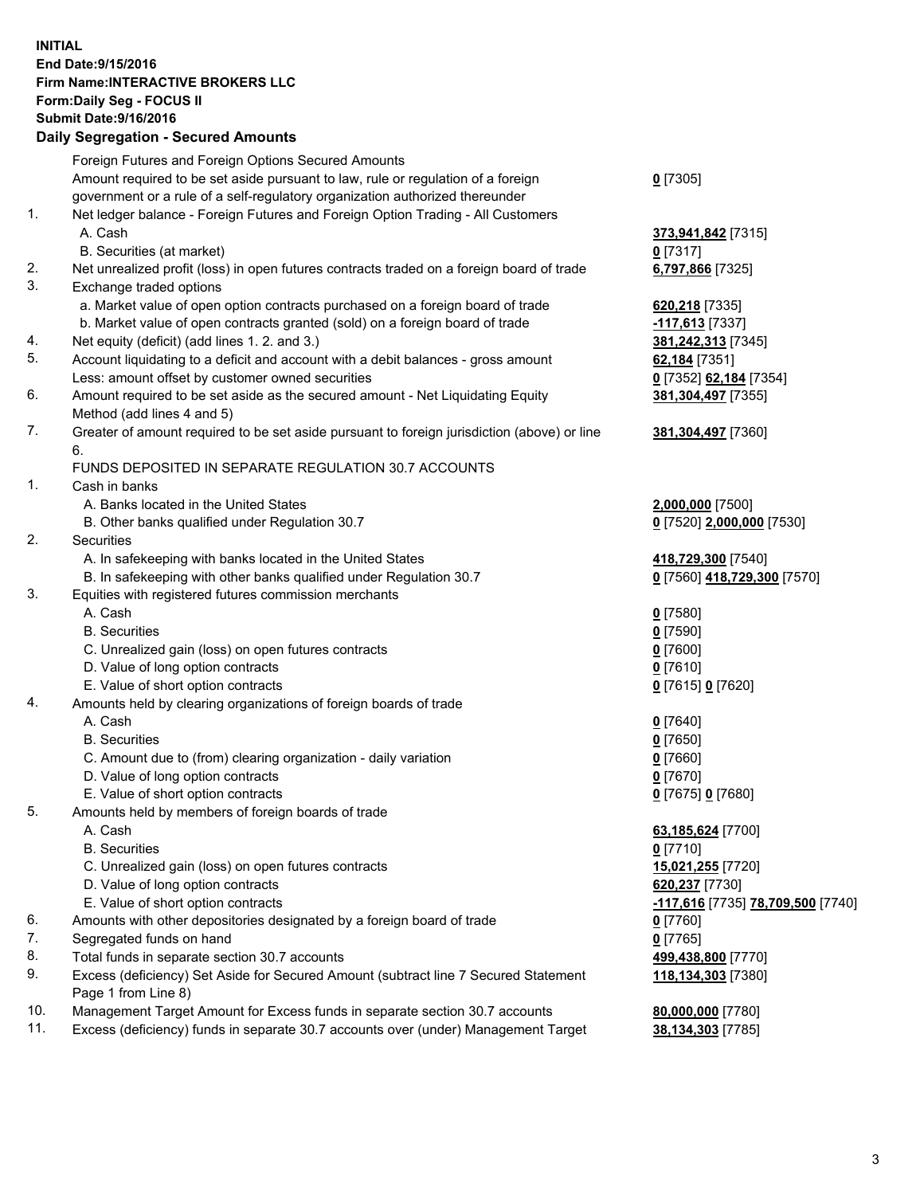**INITIAL**
**End Date:9/15/2016**
**Firm Name:INTERACTIVE BROKERS LLC**
**Form:Daily Seg - FOCUS II**
**Submit Date:9/16/2016**

## Daily Segregation - Secured Amounts

| | | |
|---|---|---|
| | Foreign Futures and Foreign Options Secured Amounts | |
| | Amount required to be set aside pursuant to law, rule or regulation of a foreign government or a rule of a self-regulatory organization authorized thereunder | **0** [7305] |
| 1. | Net ledger balance - Foreign Futures and Foreign Option Trading - All Customers | |
| | A. Cash | **373,941,842** [7315] |
| | B. Securities (at market) | **0** [7317] |
| 2. | Net unrealized profit (loss) in open futures contracts traded on a foreign board of trade | **6,797,866** [7325] |
| 3. | Exchange traded options | |
| | a. Market value of open option contracts purchased on a foreign board of trade | **620,218** [7335] |
| | b. Market value of open contracts granted (sold) on a foreign board of trade | **-117,613** [7337] |
| 4. | Net equity (deficit) (add lines 1. 2. and 3.) | **381,242,313** [7345] |
| 5. | Account liquidating to a deficit and account with a debit balances - gross amount | **62,184** [7351] |
| | Less: amount offset by customer owned securities | **0** [7352] **62,184** [7354] |
| 6. | Amount required to be set aside as the secured amount - Net Liquidating Equity Method (add lines 4 and 5) | **381,304,497** [7355] |
| 7. | Greater of amount required to be set aside pursuant to foreign jurisdiction (above) or line 6. | **381,304,497** [7360] |
| | FUNDS DEPOSITED IN SEPARATE REGULATION 30.7 ACCOUNTS | |
| 1. | Cash in banks | |
| | A. Banks located in the United States | **2,000,000** [7500] |
| | B. Other banks qualified under Regulation 30.7 | **0** [7520] **2,000,000** [7530] |
| 2. | Securities | |
| | A. In safekeeping with banks located in the United States | **418,729,300** [7540] |
| | B. In safekeeping with other banks qualified under Regulation 30.7 | **0** [7560] **418,729,300** [7570] |
| 3. | Equities with registered futures commission merchants | |
| | A. Cash | **0** [7580] |
| | B. Securities | **0** [7590] |
| | C. Unrealized gain (loss) on open futures contracts | **0** [7600] |
| | D. Value of long option contracts | **0** [7610] |
| | E. Value of short option contracts | **0** [7615] **0** [7620] |
| 4. | Amounts held by clearing organizations of foreign boards of trade | |
| | A. Cash | **0** [7640] |
| | B. Securities | **0** [7650] |
| | C. Amount due to (from) clearing organization - daily variation | **0** [7660] |
| | D. Value of long option contracts | **0** [7670] |
| | E. Value of short option contracts | **0** [7675] **0** [7680] |
| 5. | Amounts held by members of foreign boards of trade | |
| | A. Cash | **63,185,624** [7700] |
| | B. Securities | **0** [7710] |
| | C. Unrealized gain (loss) on open futures contracts | **15,021,255** [7720] |
| | D. Value of long option contracts | **620,237** [7730] |
| | E. Value of short option contracts | **-117,616** [7735] **78,709,500** [7740] |
| 6. | Amounts with other depositories designated by a foreign board of trade | **0** [7760] |
| 7. | Segregated funds on hand | **0** [7765] |
| 8. | Total funds in separate section 30.7 accounts | **499,438,800** [7770] |
| 9. | Excess (deficiency) Set Aside for Secured Amount (subtract line 7 Secured Statement Page 1 from Line 8) | **118,134,303** [7380] |
| 10. | Management Target Amount for Excess funds in separate section 30.7 accounts | **80,000,000** [7780] |
| 11. | Excess (deficiency) funds in separate 30.7 accounts over (under) Management Target | **38,134,303** [7785] |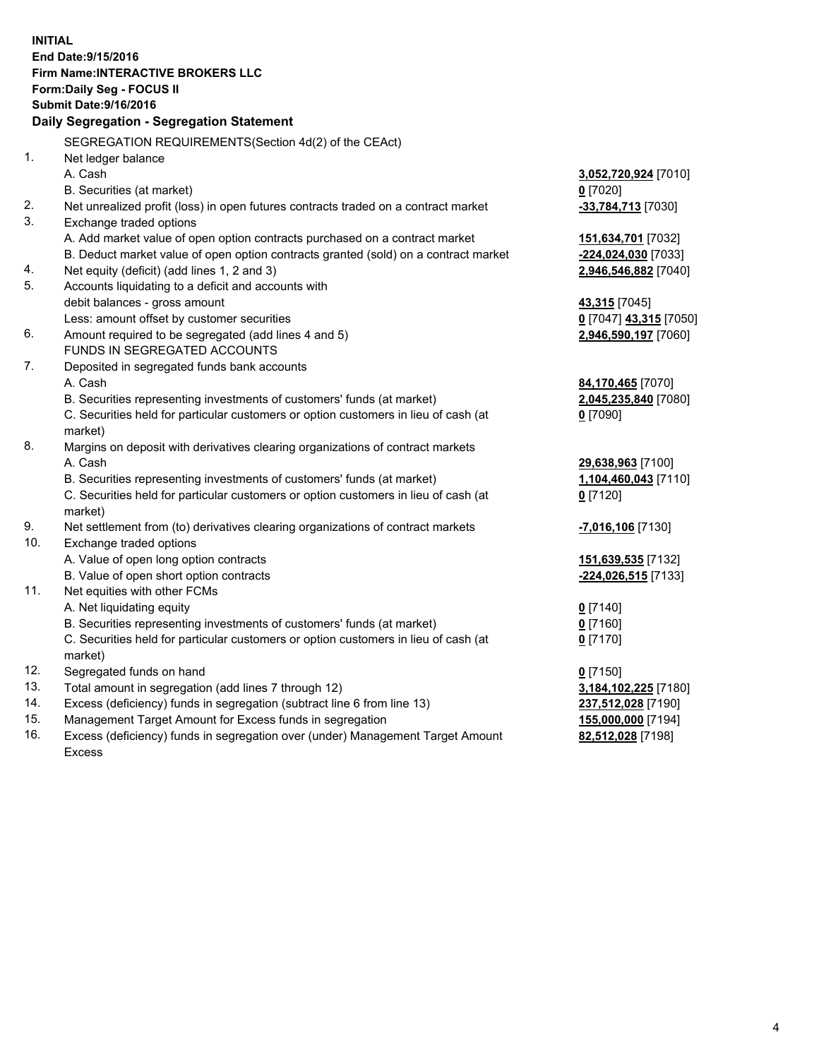**INITIAL**
**End Date:9/15/2016**
**Firm Name:INTERACTIVE BROKERS LLC**
**Form:Daily Seg - FOCUS II**
**Submit Date:9/16/2016**

**Daily Segregation - Segregation Statement**

| | | |
|---|---|---|
| | SEGREGATION REQUIREMENTS(Section 4d(2) of the CEAct) | |
| 1. | Net ledger balance | |
| | A. Cash | **3,052,720,924** [7010] |
| | B. Securities (at market) | **0** [7020] |
| 2. | Net unrealized profit (loss) in open futures contracts traded on a contract market | **-33,784,713** [7030] |
| 3. | Exchange traded options | |
| | A. Add market value of open option contracts purchased on a contract market | **151,634,701** [7032] |
| | B. Deduct market value of open option contracts granted (sold) on a contract market | **-224,024,030** [7033] |
| 4. | Net equity (deficit) (add lines 1, 2 and 3) | **2,946,546,882** [7040] |
| 5. | Accounts liquidating to a deficit and accounts with debit balances - gross amount | **43,315** [7045] |
| | Less: amount offset by customer securities | **0** [7047] **43,315** [7050] |
| 6. | Amount required to be segregated (add lines 4 and 5) | **2,946,590,197** [7060] |
| | FUNDS IN SEGREGATED ACCOUNTS | |
| 7. | Deposited in segregated funds bank accounts | |
| | A. Cash | **84,170,465** [7070] |
| | B. Securities representing investments of customers' funds (at market) | **2,045,235,840** [7080] |
| | C. Securities held for particular customers or option customers in lieu of cash (at market) | **0** [7090] |
| 8. | Margins on deposit with derivatives clearing organizations of contract markets | |
| | A. Cash | **29,638,963** [7100] |
| | B. Securities representing investments of customers' funds (at market) | **1,104,460,043** [7110] |
| | C. Securities held for particular customers or option customers in lieu of cash (at market) | **0** [7120] |
| 9. | Net settlement from (to) derivatives clearing organizations of contract markets | **-7,016,106** [7130] |
| 10. | Exchange traded options | |
| | A. Value of open long option contracts | **151,639,535** [7132] |
| | B. Value of open short option contracts | **-224,026,515** [7133] |
| 11. | Net equities with other FCMs | |
| | A. Net liquidating equity | **0** [7140] |
| | B. Securities representing investments of customers' funds (at market) | **0** [7160] |
| | C. Securities held for particular customers or option customers in lieu of cash (at market) | **0** [7170] |
| 12. | Segregated funds on hand | **0** [7150] |
| 13. | Total amount in segregation (add lines 7 through 12) | **3,184,102,225** [7180] |
| 14. | Excess (deficiency) funds in segregation (subtract line 6 from line 13) | **237,512,028** [7190] |
| 15. | Management Target Amount for Excess funds in segregation | **155,000,000** [7194] |
| 16. | Excess (deficiency) funds in segregation over (under) Management Target Amount Excess | **82,512,028** [7198] |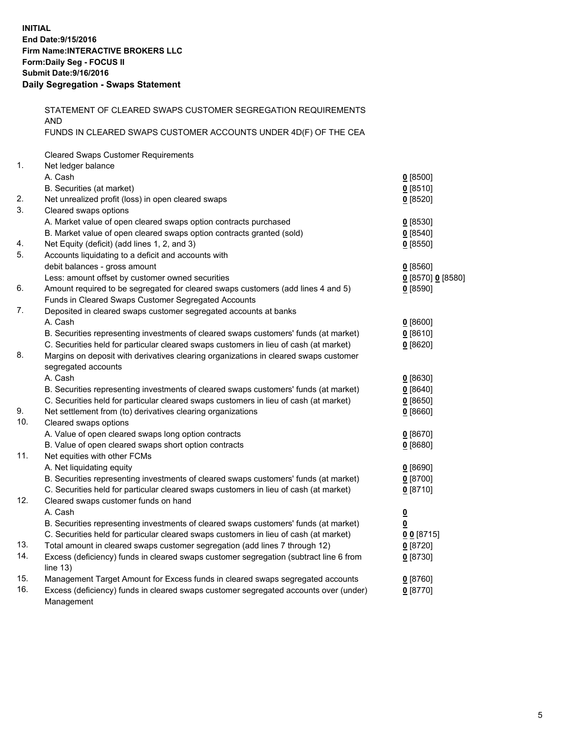**INITIAL**
**End Date:9/15/2016**
**Firm Name:INTERACTIVE BROKERS LLC**
**Form:Daily Seg - FOCUS II**
**Submit Date:9/16/2016**
**Daily Segregation - Swaps Statement**

STATEMENT OF CLEARED SWAPS CUSTOMER SEGREGATION REQUIREMENTS AND FUNDS IN CLEARED SWAPS CUSTOMER ACCOUNTS UNDER 4D(F) OF THE CEA

| | | |
|---|---|---|
| | Cleared Swaps Customer Requirements | |
| 1. | Net ledger balance | |
| | A. Cash | 0 [8500] |
| | B. Securities (at market) | 0 [8510] |
| 2. | Net unrealized profit (loss) in open cleared swaps | 0 [8520] |
| 3. | Cleared swaps options | |
| | A. Market value of open cleared swaps option contracts purchased | 0 [8530] |
| | B. Market value of open cleared swaps option contracts granted (sold) | 0 [8540] |
| 4. | Net Equity (deficit) (add lines 1, 2, and 3) | 0 [8550] |
| 5. | Accounts liquidating to a deficit and accounts with debit balances - gross amount | 0 [8560] |
| | Less: amount offset by customer owned securities | 0 [8570] 0 [8580] |
| 6. | Amount required to be segregated for cleared swaps customers (add lines 4 and 5) | 0 [8590] |
| | Funds in Cleared Swaps Customer Segregated Accounts | |
| 7. | Deposited in cleared swaps customer segregated accounts at banks | |
| | A. Cash | 0 [8600] |
| | B. Securities representing investments of cleared swaps customers' funds (at market) | 0 [8610] |
| | C. Securities held for particular cleared swaps customers in lieu of cash (at market) | 0 [8620] |
| 8. | Margins on deposit with derivatives clearing organizations in cleared swaps customer segregated accounts | |
| | A. Cash | 0 [8630] |
| | B. Securities representing investments of cleared swaps customers' funds (at market) | 0 [8640] |
| | C. Securities held for particular cleared swaps customers in lieu of cash (at market) | 0 [8650] |
| 9. | Net settlement from (to) derivatives clearing organizations | 0 [8660] |
| 10. | Cleared swaps options | |
| | A. Value of open cleared swaps long option contracts | 0 [8670] |
| | B. Value of open cleared swaps short option contracts | 0 [8680] |
| 11. | Net equities with other FCMs | |
| | A. Net liquidating equity | 0 [8690] |
| | B. Securities representing investments of cleared swaps customers' funds (at market) | 0 [8700] |
| | C. Securities held for particular cleared swaps customers in lieu of cash (at market) | 0 [8710] |
| 12. | Cleared swaps customer funds on hand | |
| | A. Cash | 0 |
| | B. Securities representing investments of cleared swaps customers' funds (at market) | 0 |
| | C. Securities held for particular cleared swaps customers in lieu of cash (at market) | 0 0 [8715] |
| 13. | Total amount in cleared swaps customer segregation (add lines 7 through 12) | 0 [8720] |
| 14. | Excess (deficiency) funds in cleared swaps customer segregation (subtract line 6 from line 13) | 0 [8730] |
| 15. | Management Target Amount for Excess funds in cleared swaps segregated accounts | 0 [8760] |
| 16. | Excess (deficiency) funds in cleared swaps customer segregated accounts over (under) Management | 0 [8770] |